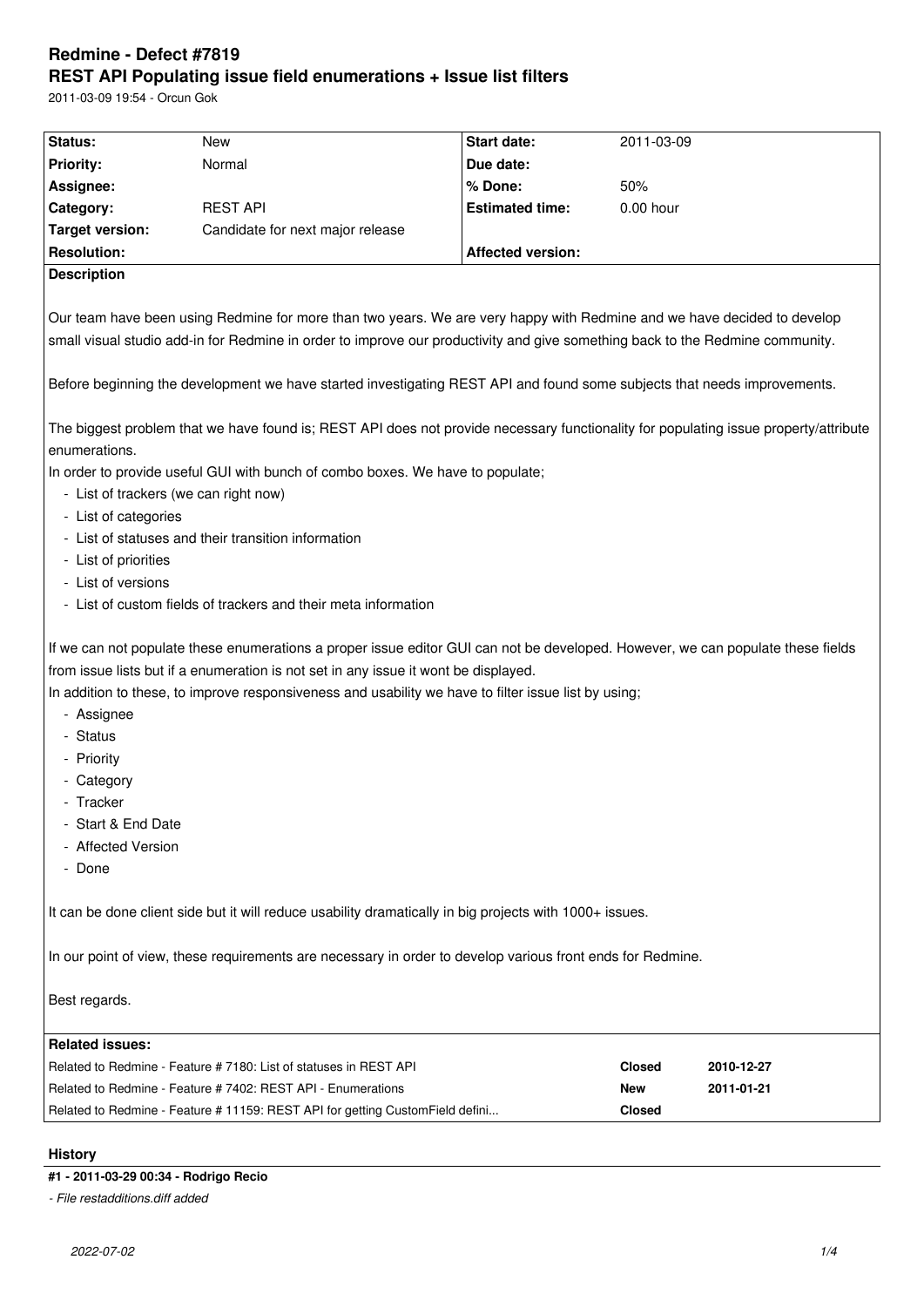# Redmine - Defect #7819

## REST API Populating issue field enumerations + Issue list filters

2011-03-09 19:54 - Orcun Gok

| Status: | New | Start date: | 2011-03-09 |
|---|---|---|---|
| Priority: | Normal | Due date: | |
| Assignee: | | % Done: | 50% |
| Category: | REST API | Estimated time: | 0.00 hour |
| Target version: | Candidate for next major release | | |
| Resolution: | | Affected version: | |

**Description**

Our team have been using Redmine for more than two years. We are very happy with Redmine and we have decided to develop small visual studio add-in for Redmine in order to improve our productivity and give something back to the Redmine community.

Before beginning the development we have started investigating REST API and found some subjects that needs improvements.

The biggest problem that we have found is; REST API does not provide necessary functionality for populating issue property/attribute enumerations.

In order to provide useful GUI with bunch of combo boxes. We have to populate;

- List of trackers (we can right now)
- List of categories
- List of statuses and their transition information
- List of priorities
- List of versions
- List of custom fields of trackers and their meta information

If we can not populate these enumerations a proper issue editor GUI can not be developed. However, we can populate these fields from issue lists but if a enumeration is not set in any issue it wont be displayed.

In addition to these, to improve responsiveness and usability we have to filter issue list by using;

- Assignee
- Status
- Priority
- Category
- Tracker
- Start & End Date
- Affected Version
- Done

It can be done client side but it will reduce usability dramatically in big projects with 1000+ issues.

In our point of view, these requirements are necessary in order to develop various front ends for Redmine.

Best regards.

**Related issues:**

| | | |
|---|---|---|
| Related to Redmine - Feature # 7180: List of statuses in REST API | Closed | 2010-12-27 |
| Related to Redmine - Feature # 7402: REST API - Enumerations | New | 2011-01-21 |
| Related to Redmine - Feature # 11159: REST API for getting CustomField defini... | Closed | |

## History

**#1 - 2011-03-29 00:34 - Rodrigo Recio**

*- File restadditions.diff added*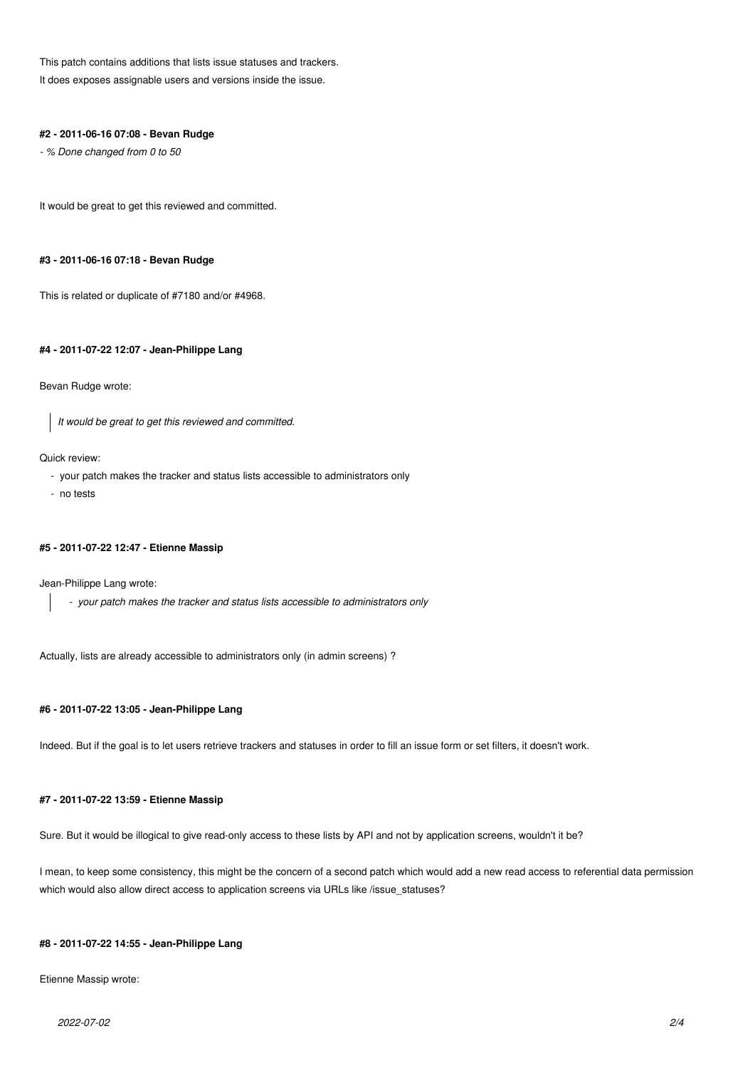This patch contains additions that lists issue statuses and trackers.
It does exposes assignable users and versions inside the issue.

#### #2 - 2011-06-16 07:08 - Bevan Rudge

*- % Done changed from 0 to 50*

It would be great to get this reviewed and committed.

#### #3 - 2011-06-16 07:18 - Bevan Rudge

This is related or duplicate of #7180 and/or #4968.

#### #4 - 2011-07-22 12:07 - Jean-Philippe Lang

Bevan Rudge wrote:

> *It would be great to get this reviewed and committed.*

Quick review:

- your patch makes the tracker and status lists accessible to administrators only
- no tests

#### #5 - 2011-07-22 12:47 - Etienne Massip

Jean-Philippe Lang wrote:

> - *your patch makes the tracker and status lists accessible to administrators only*

Actually, lists are already accessible to administrators only (in admin screens) ?

#### #6 - 2011-07-22 13:05 - Jean-Philippe Lang

Indeed. But if the goal is to let users retrieve trackers and statuses in order to fill an issue form or set filters, it doesn't work.

#### #7 - 2011-07-22 13:59 - Etienne Massip

Sure. But it would be illogical to give read-only access to these lists by API and not by application screens, wouldn't it be?

I mean, to keep some consistency, this might be the concern of a second patch which would add a new read access to referential data permission which would also allow direct access to application screens via URLs like /issue_statuses?

#### #8 - 2011-07-22 14:55 - Jean-Philippe Lang

Etienne Massip wrote: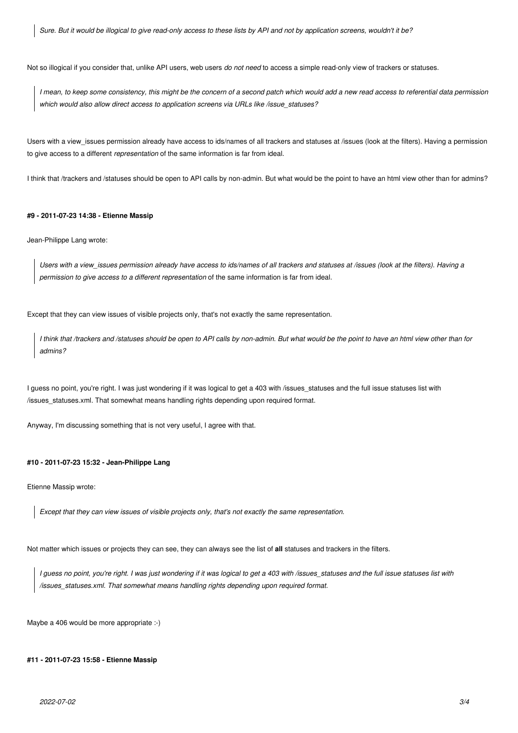> *Sure. But it would be illogical to give read-only access to these lists by API and not by application screens, wouldn't it be?*

Not so illogical if you consider that, unlike API users, web users *do not need* to access a simple read-only view of trackers or statuses.

> *I mean, to keep some consistency, this might be the concern of a second patch which would add a new read access to referential data permission which would also allow direct access to application screens via URLs like /issue_statuses?*

Users with a view_issues permission already have access to ids/names of all trackers and statuses at /issues (look at the filters). Having a permission to give access to a different *representation* of the same information is far from ideal.

I think that /trackers and /statuses should be open to API calls by non-admin. But what would be the point to have an html view other than for admins?

#### #9 - 2011-07-23 14:38 - Etienne Massip

Jean-Philippe Lang wrote:

> *Users with a view_issues permission already have access to ids/names of all trackers and statuses at /issues (look at the filters). Having a permission to give access to a different representation* of the same information is far from ideal.

Except that they can view issues of visible projects only, that's not exactly the same representation.

> *I think that /trackers and /statuses should be open to API calls by non-admin. But what would be the point to have an html view other than for admins?*

I guess no point, you're right. I was just wondering if it was logical to get a 403 with /issues_statuses and the full issue statuses list with /issues_statuses.xml. That somewhat means handling rights depending upon required format.

Anyway, I'm discussing something that is not very useful, I agree with that.

#### #10 - 2011-07-23 15:32 - Jean-Philippe Lang

Etienne Massip wrote:

> *Except that they can view issues of visible projects only, that's not exactly the same representation.*

Not matter which issues or projects they can see, they can always see the list of **all** statuses and trackers in the filters.

> *I guess no point, you're right. I was just wondering if it was logical to get a 403 with /issues_statuses and the full issue statuses list with /issues_statuses.xml. That somewhat means handling rights depending upon required format.*

Maybe a 406 would be more appropriate :-)

#### #11 - 2011-07-23 15:58 - Etienne Massip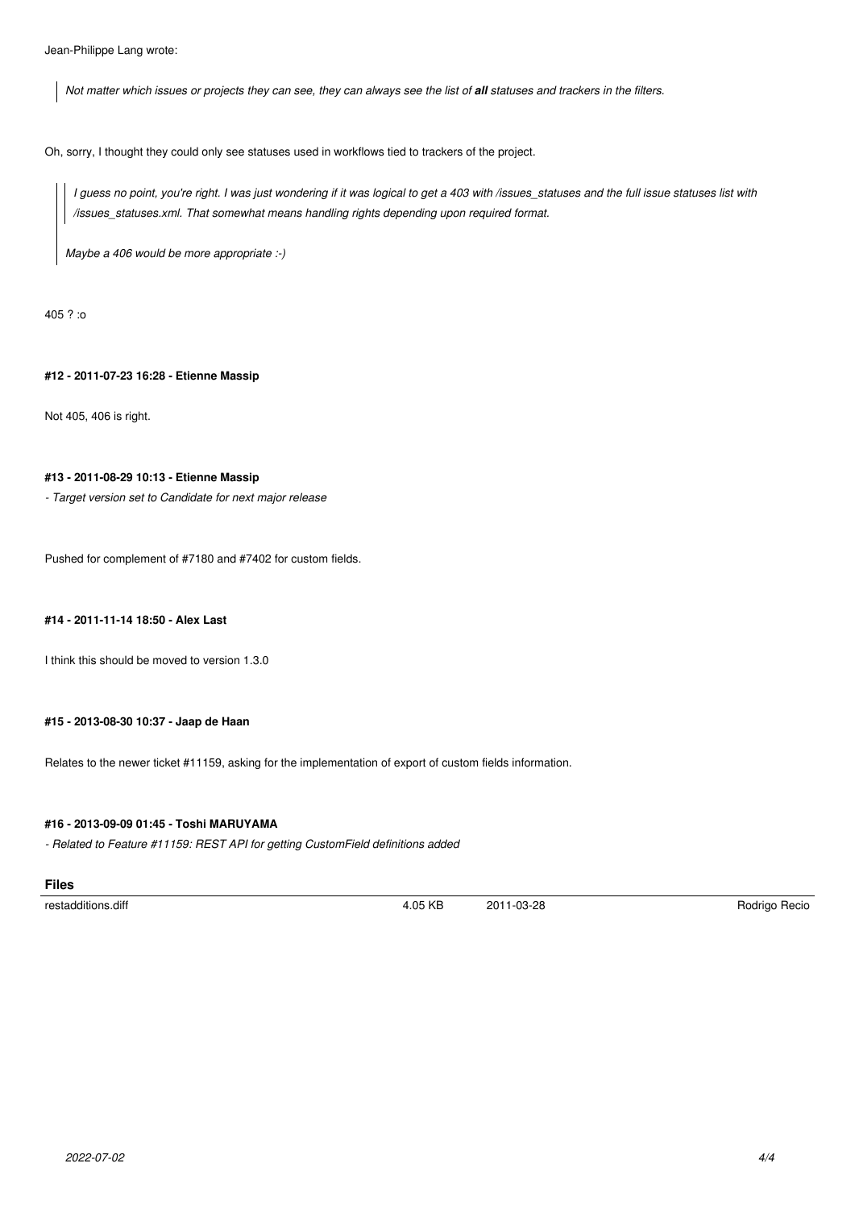Jean-Philippe Lang wrote:

> *Not matter which issues or projects they can see, they can always see the list of **all** statuses and trackers in the filters.*

Oh, sorry, I thought they could only see statuses used in workflows tied to trackers of the project.

> > *I guess no point, you're right. I was just wondering if it was logical to get a 403 with /issues_statuses and the full issue statuses list with /issues_statuses.xml. That somewhat means handling rights depending upon required format.*
>
> *Maybe a 406 would be more appropriate :-)*

405 ? :o

#### #12 - 2011-07-23 16:28 - Etienne Massip

Not 405, 406 is right.

#### #13 - 2011-08-29 10:13 - Etienne Massip

*- Target version set to Candidate for next major release*

Pushed for complement of #7180 and #7402 for custom fields.

#### #14 - 2011-11-14 18:50 - Alex Last

I think this should be moved to version 1.3.0

#### #15 - 2013-08-30 10:37 - Jaap de Haan

Relates to the newer ticket #11159, asking for the implementation of export of custom fields information.

#### #16 - 2013-09-09 01:45 - Toshi MARUYAMA

*- Related to Feature #11159: REST API for getting CustomField definitions added*

### Files

| | | | |
|---|---|---|---|
| restadditions.diff | 4.05 KB | 2011-03-28 | Rodrigo Recio |